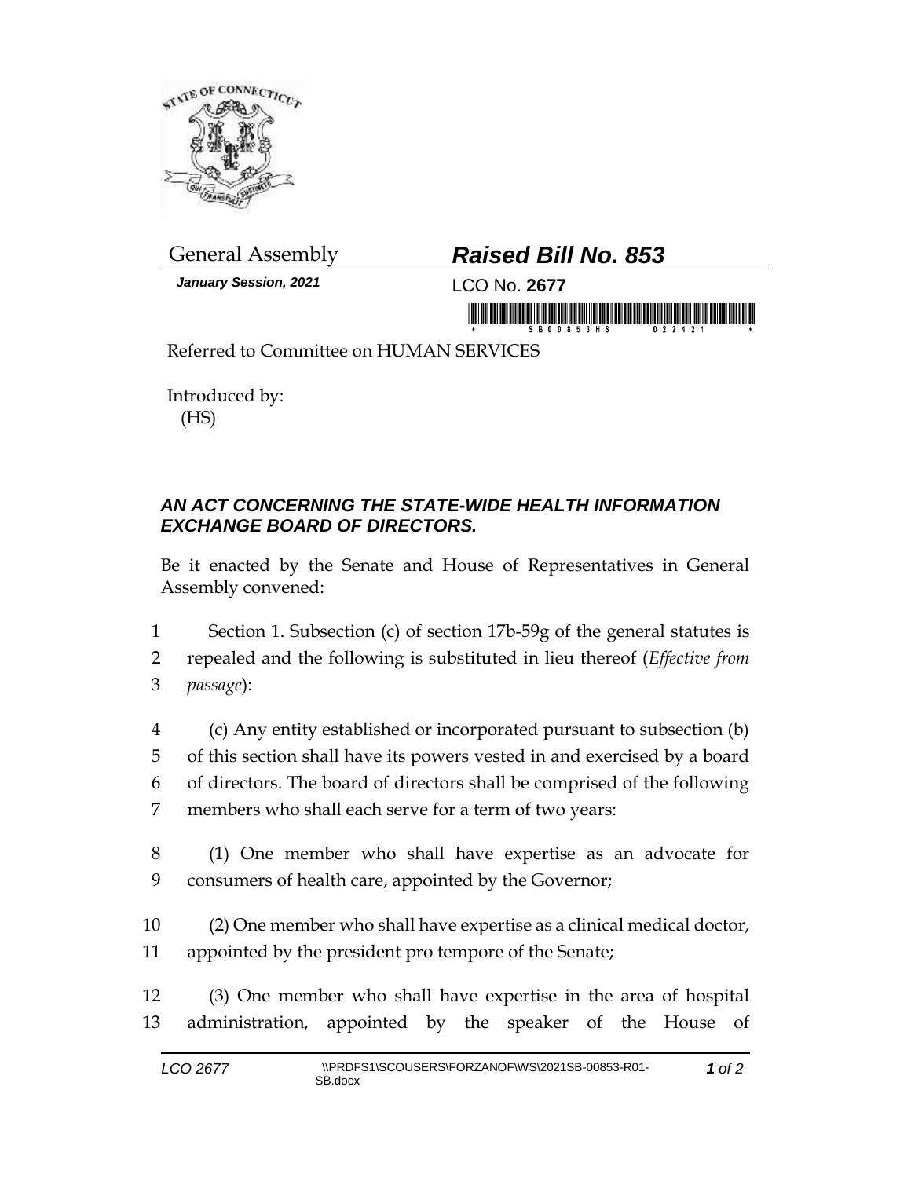General Assembly

# *Raised Bill No. 853*

*January Session, 2021*

LCO No. **2677**

Referred to Committee on HUMAN SERVICES

Introduced by:
(HS)

## *AN ACT CONCERNING THE STATE-WIDE HEALTH INFORMATION EXCHANGE BOARD OF DIRECTORS.*

Be it enacted by the Senate and House of Representatives in General Assembly convened:

1 Section 1. Subsection (c) of section 17b-59g of the general statutes is
2 repealed and the following is substituted in lieu thereof (*Effective from*
3 *passage*):

4 (c) Any entity established or incorporated pursuant to subsection (b)
5 of this section shall have its powers vested in and exercised by a board
6 of directors. The board of directors shall be comprised of the following
7 members who shall each serve for a term of two years:

8 (1) One member who shall have expertise as an advocate for
9 consumers of health care, appointed by the Governor;

10 (2) One member who shall have expertise as a clinical medical doctor,
11 appointed by the president pro tempore of the Senate;

12 (3) One member who shall have expertise in the area of hospital
13 administration, appointed by the speaker of the House of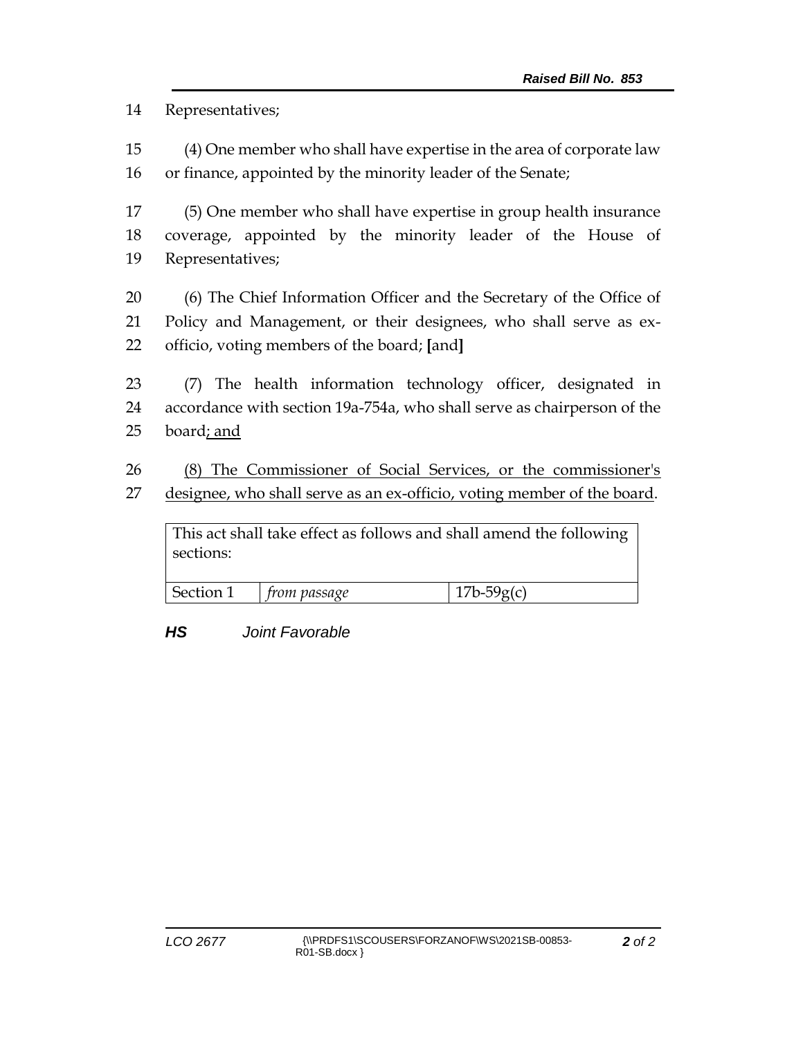14 Representatives;

15 (4) One member who shall have expertise in the area of corporate law
16 or finance, appointed by the minority leader of the Senate;

17 (5) One member who shall have expertise in group health insurance
18 coverage, appointed by the minority leader of the House of
19 Representatives;

20 (6) The Chief Information Officer and the Secretary of the Office of
21 Policy and Management, or their designees, who shall serve as ex-
22 officio, voting members of the board; **[**and**]**

23 (7) The health information technology officer, designated in
24 accordance with section 19a-754a, who shall serve as chairperson of the
25 board<u>; and</u>

26 <u>(8) The Commissioner of Social Services, or the commissioner's</u>
27 <u>designee, who shall serve as an ex-officio, voting member of the board</u>.

| This act shall take effect as follows and shall amend the following sections: | | |
|---|---|---|
| Section 1 | *from passage* | 17b-59g(c) |

***HS*** *Joint Favorable*